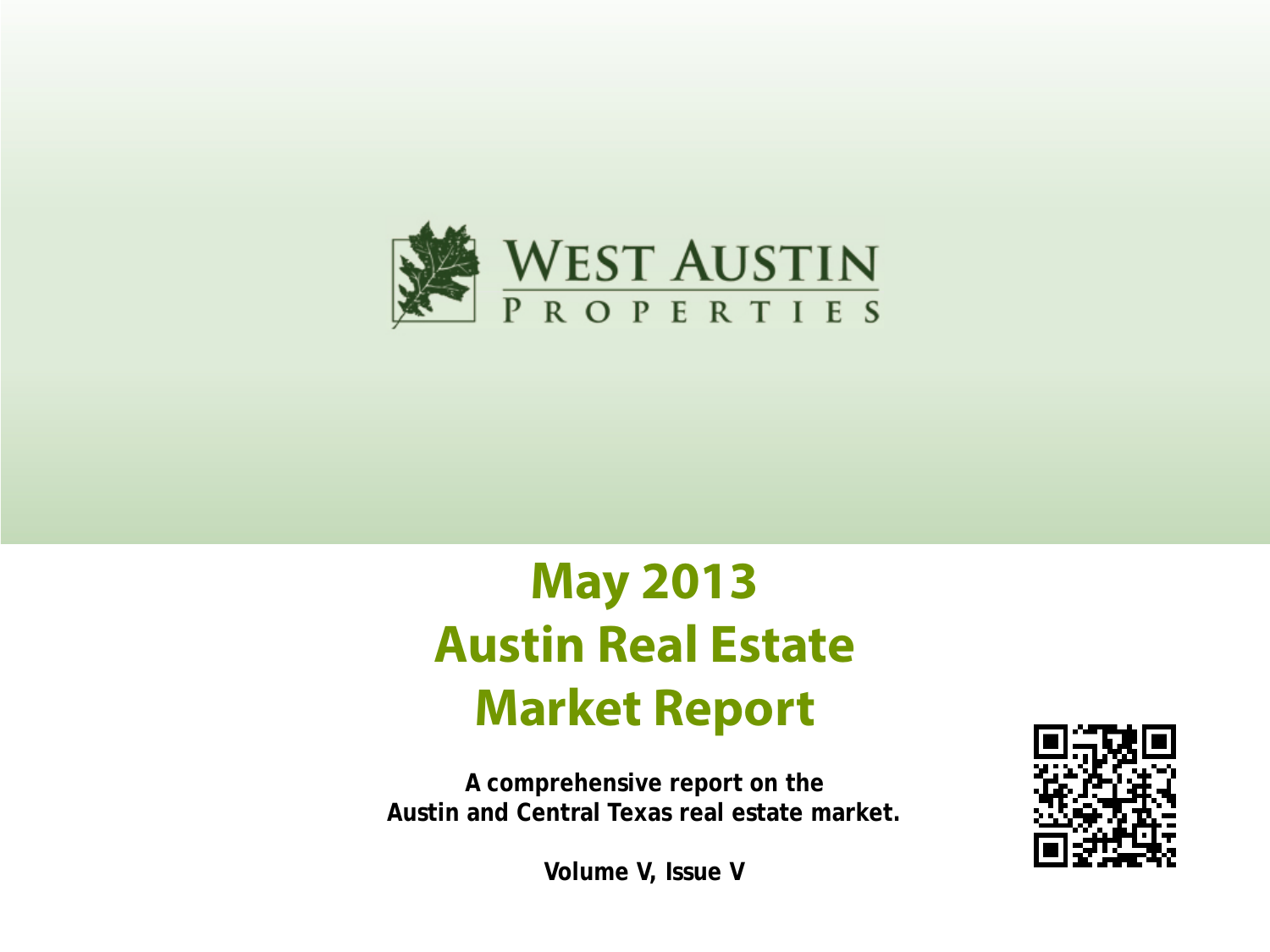WEST AUSTIN PROPERTIES

# May 2013 Austin Real Estate Market Report

**A comprehensive report on the Austin and Central Texas real estate market.**

**Volume V, Issue V**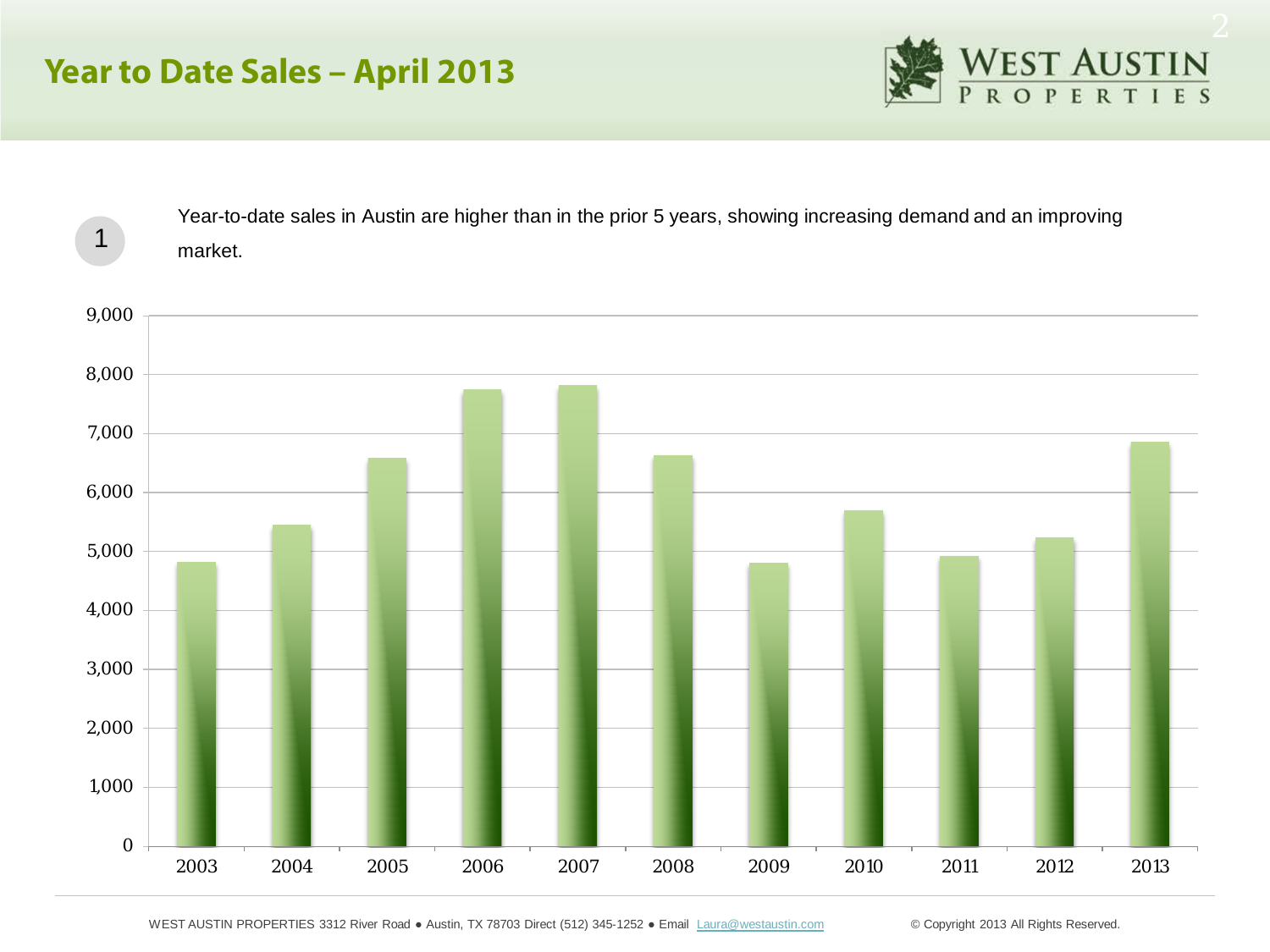# Year to Date Sales – April 2013

1 Year-to-date sales in Austin are higher than in the prior 5 years, showing increasing demand and an improving market.

WEST AUSTIN PROPERTIES 3312 River Road ● Austin, TX 78703 Direct (512) 345-1252 ● Email Laura@westaustin.com © Copyright 2013 All Rights Reserved.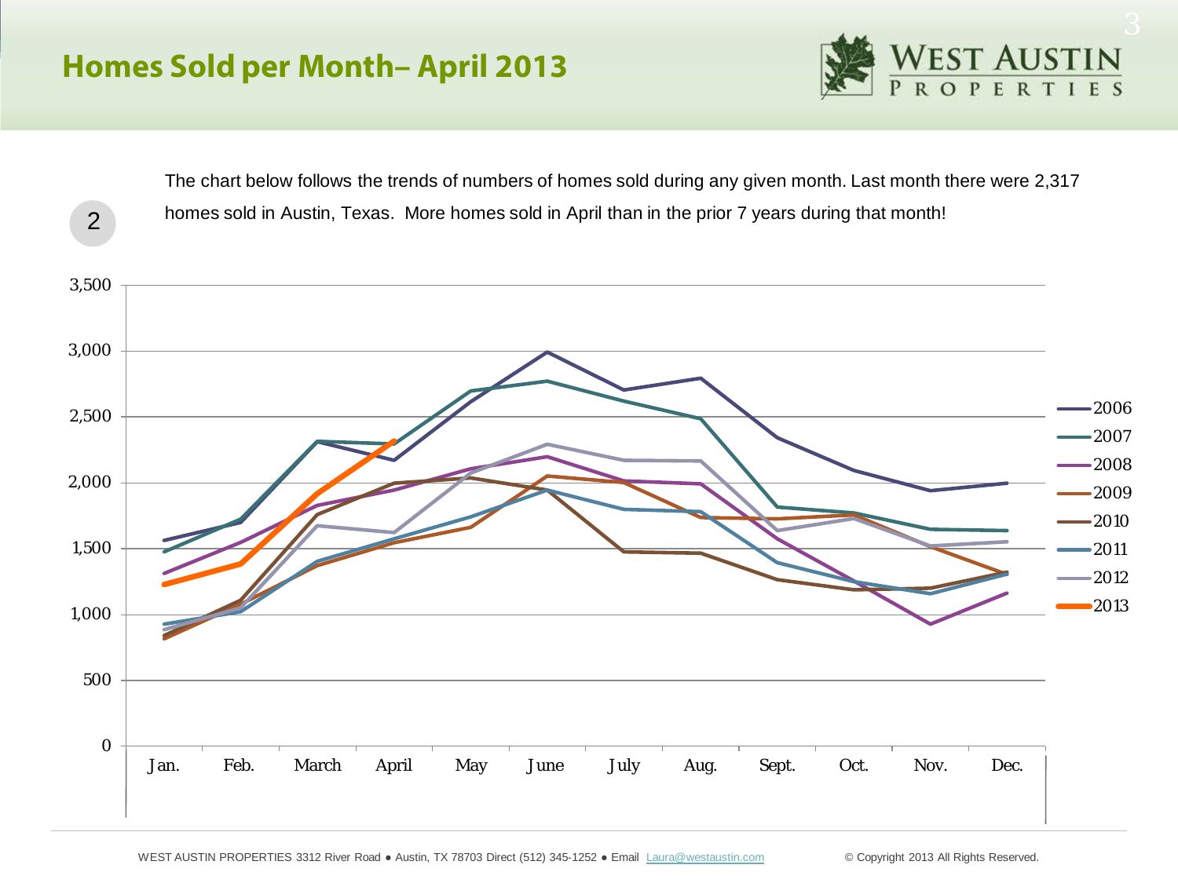# Homes Sold per Month– April 2013

2

The chart below follows the trends of numbers of homes sold during any given month. Last month there were 2,317 homes sold in Austin, Texas. More homes sold in April than in the prior 7 years during that month!

WEST AUSTIN PROPERTIES 3312 River Road ● Austin, TX 78703 Direct (512) 345-1252 ● Email Laura@westaustin.com © Copyright 2013 All Rights Reserved.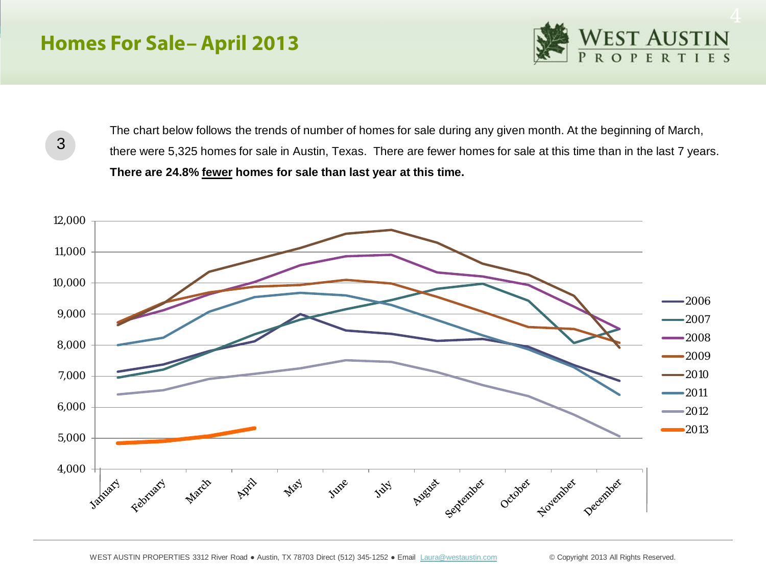# Homes For Sale– April 2013

3

The chart below follows the trends of number of homes for sale during any given month. At the beginning of March, there were 5,325 homes for sale in Austin, Texas. There are fewer homes for sale at this time than in the last 7 years. **There are 24.8% fewer homes for sale than last year at this time.**

WEST AUSTIN PROPERTIES 3312 River Road ● Austin, TX 78703 Direct (512) 345-1252 ● Email Laura@westaustin.com © Copyright 2013 All Rights Reserved.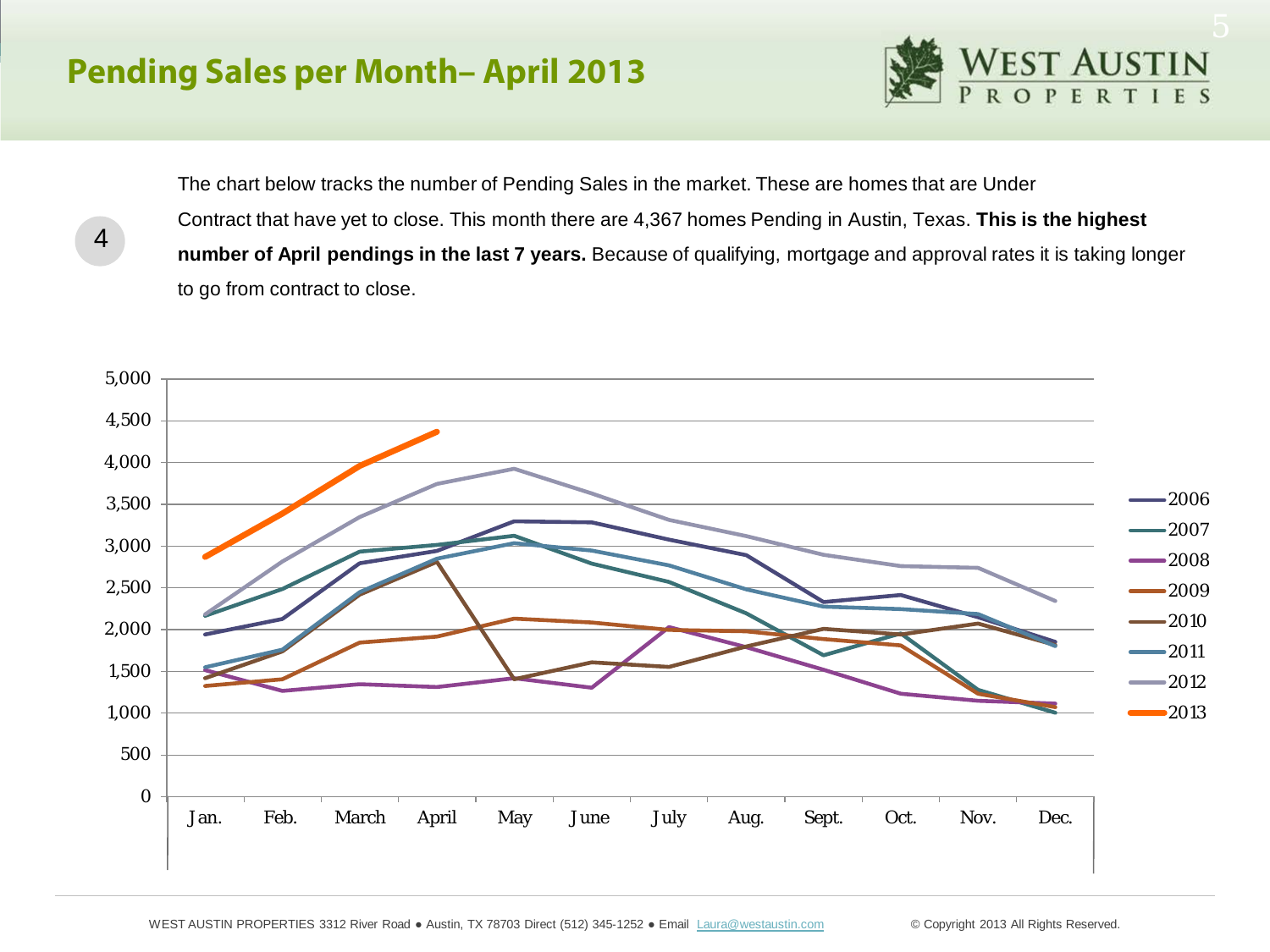# Pending Sales per Month– April 2013

4

The chart below tracks the number of Pending Sales in the market. These are homes that are Under Contract that have yet to close. This month there are 4,367 homes Pending in Austin, Texas. **This is the highest number of April pendings in the last 7 years.** Because of qualifying, mortgage and approval rates it is taking longer to go from contract to close.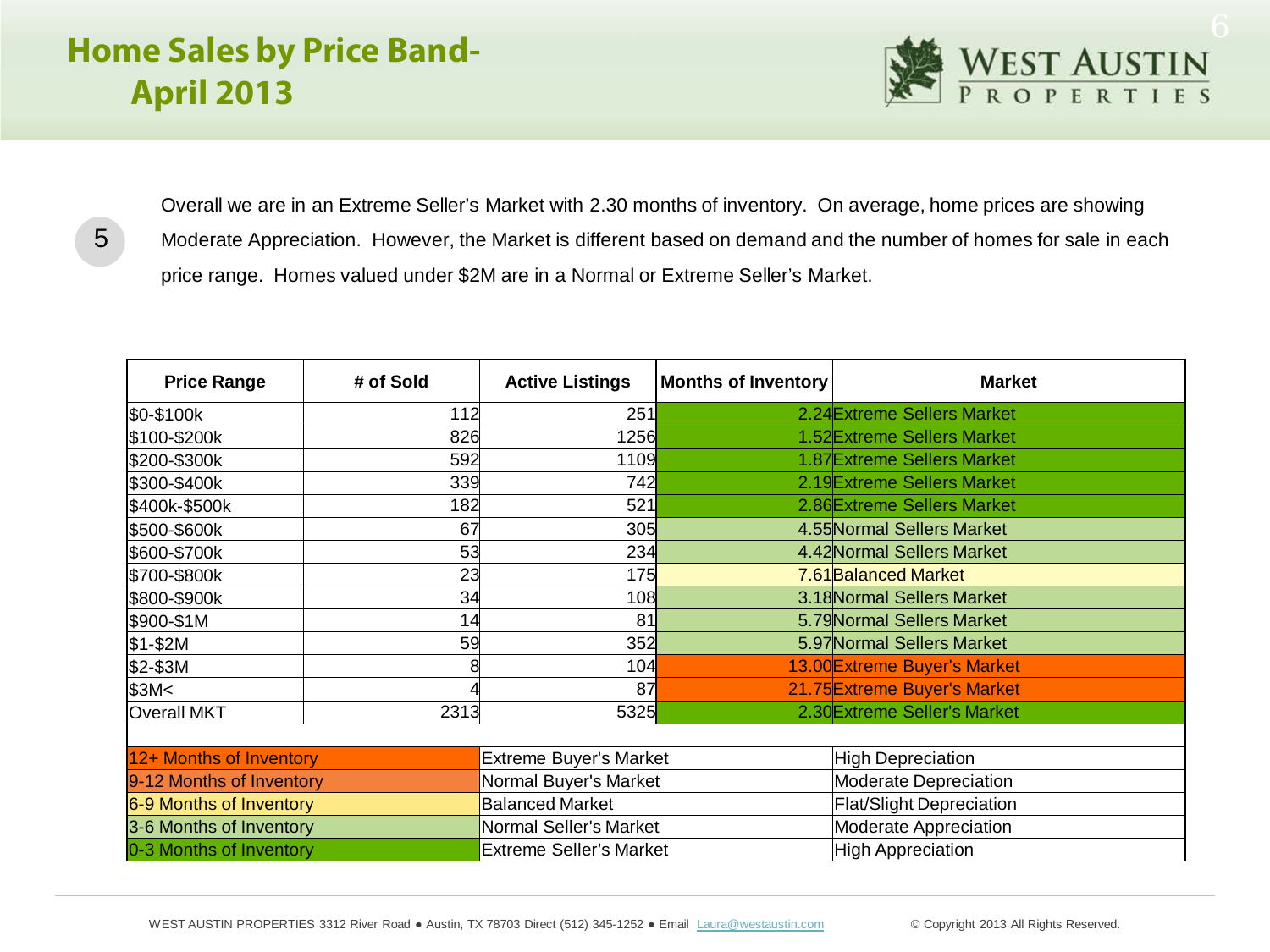# Home Sales by Price Band- April 2013

WEST AUSTIN PROPERTIES

5

Overall we are in an Extreme Seller's Market with 2.30 months of inventory. On average, home prices are showing Moderate Appreciation. However, the Market is different based on demand and the number of homes for sale in each price range. Homes valued under $2M are in a Normal or Extreme Seller's Market.

| Price Range | # of Sold | Active Listings | Months of Inventory | Market |
|---|---|---|---|---|
| $0-$100k | 112 | 251 | 2.24 | Extreme Sellers Market |
| $100-$200k | 826 | 1256 | 1.52 | Extreme Sellers Market |
| $200-$300k | 592 | 1109 | 1.87 | Extreme Sellers Market |
| $300-$400k | 339 | 742 | 2.19 | Extreme Sellers Market |
| $400k-$500k | 182 | 521 | 2.86 | Extreme Sellers Market |
| $500-$600k | 67 | 305 | 4.55 | Normal Sellers Market |
| $600-$700k | 53 | 234 | 4.42 | Normal Sellers Market |
| $700-$800k | 23 | 175 | 7.61 | Balanced Market |
| $800-$900k | 34 | 108 | 3.18 | Normal Sellers Market |
| $900-$1M | 14 | 81 | 5.79 | Normal Sellers Market |
| $1-$2M | 59 | 352 | 5.97 | Normal Sellers Market |
| $2-$3M | 8 | 104 | 13.00 | Extreme Buyer's Market |
| $3M< | 4 | 87 | 21.75 | Extreme Buyer's Market |
| Overall MKT | 2313 | 5325 | 2.30 | Extreme Seller's Market |

| Months of Inventory | Market | Prices |
|---|---|---|
| 12+ Months of Inventory | Extreme Buyer's Market | High Depreciation |
| 9-12 Months of Inventory | Normal Buyer's Market | Moderate Depreciation |
| 6-9 Months of Inventory | Balanced Market | Flat/Slight Depreciation |
| 3-6 Months of Inventory | Normal Seller's Market | Moderate Appreciation |
| 0-3 Months of Inventory | Extreme Seller's Market | High Appreciation |

WEST AUSTIN PROPERTIES 3312 River Road ● Austin, TX 78703 Direct (512) 345-1252 ● Email Laura@westaustin.com © Copyright 2013 All Rights Reserved.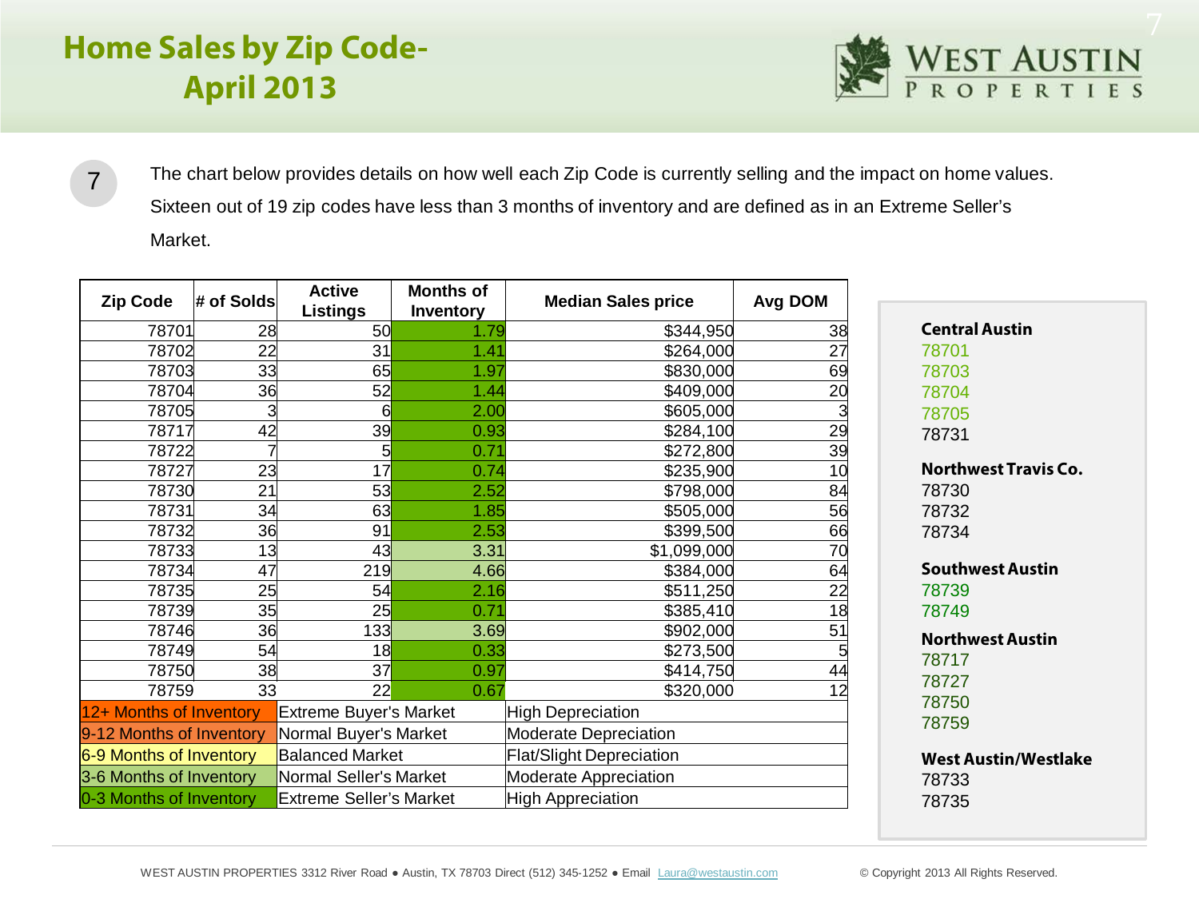# Home Sales by Zip Code- April 2013

7

The chart below provides details on how well each Zip Code is currently selling and the impact on home values. Sixteen out of 19 zip codes have less than 3 months of inventory and are defined as in an Extreme Seller's Market.

| Zip Code | # of Solds | Active Listings | Months of Inventory | Median Sales price | Avg DOM |
|---|---|---|---|---|---|
| 78701 | 28 | 50 | 1.79 | $344,950 | 38 |
| 78702 | 22 | 31 | 1.41 | $264,000 | 27 |
| 78703 | 33 | 65 | 1.97 | $830,000 | 69 |
| 78704 | 36 | 52 | 1.44 | $409,000 | 20 |
| 78705 | 3 | 6 | 2.00 | $605,000 | 3 |
| 78717 | 42 | 39 | 0.93 | $284,100 | 29 |
| 78722 | 7 | 5 | 0.71 | $272,800 | 39 |
| 78727 | 23 | 17 | 0.74 | $235,900 | 10 |
| 78730 | 21 | 53 | 2.52 | $798,000 | 84 |
| 78731 | 34 | 63 | 1.85 | $505,000 | 56 |
| 78732 | 36 | 91 | 2.53 | $399,500 | 66 |
| 78733 | 13 | 43 | 3.31 | $1,099,000 | 70 |
| 78734 | 47 | 219 | 4.66 | $384,000 | 64 |
| 78735 | 25 | 54 | 2.16 | $511,250 | 22 |
| 78739 | 35 | 25 | 0.71 | $385,410 | 18 |
| 78746 | 36 | 133 | 3.69 | $902,000 | 51 |
| 78749 | 54 | 18 | 0.33 | $273,500 | 5 |
| 78750 | 38 | 37 | 0.97 | $414,750 | 44 |
| 78759 | 33 | 22 | 0.67 | $320,000 | 12 |

| Months of Inventory | Market | Impact |
|---|---|---|
| 12+ Months of Inventory | Extreme Buyer's Market | High Depreciation |
| 9-12 Months of Inventory | Normal Buyer's Market | Moderate Depreciation |
| 6-9 Months of Inventory | Balanced Market | Flat/Slight Depreciation |
| 3-6 Months of Inventory | Normal Seller's Market | Moderate Appreciation |
| 0-3 Months of Inventory | Extreme Seller's Market | High Appreciation |

**Central Austin**
78701
78703
78704
78705
78731

**Northwest Travis Co.**
78730
78732
78734

**Southwest Austin**
78739
78749

**Northwest Austin**
78717
78727
78750
78759

**West Austin/Westlake**
78733
78735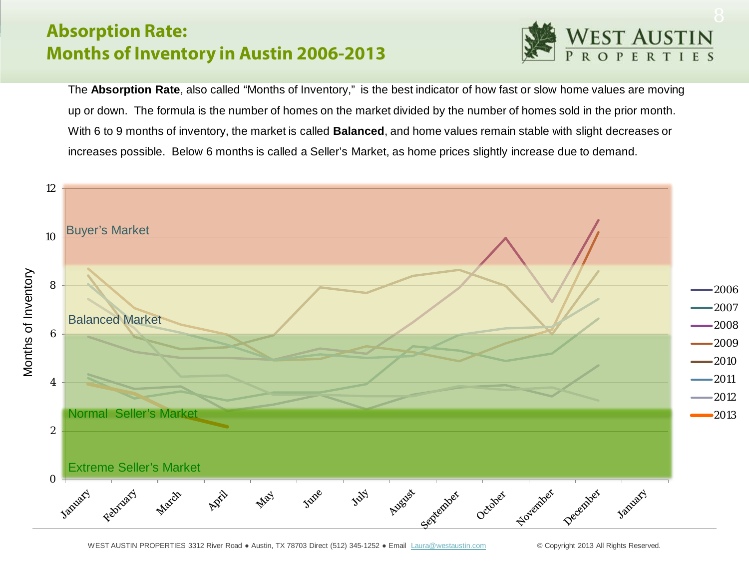# Absorption Rate: Months of Inventory in Austin 2006-2013

The **Absorption Rate**, also called “Months of Inventory,” is the best indicator of how fast or slow home values are moving up or down. The formula is the number of homes on the market divided by the number of homes sold in the prior month. With 6 to 9 months of inventory, the market is called **Balanced**, and home values remain stable with slight decreases or increases possible. Below 6 months is called a Seller’s Market, as home prices slightly increase due to demand.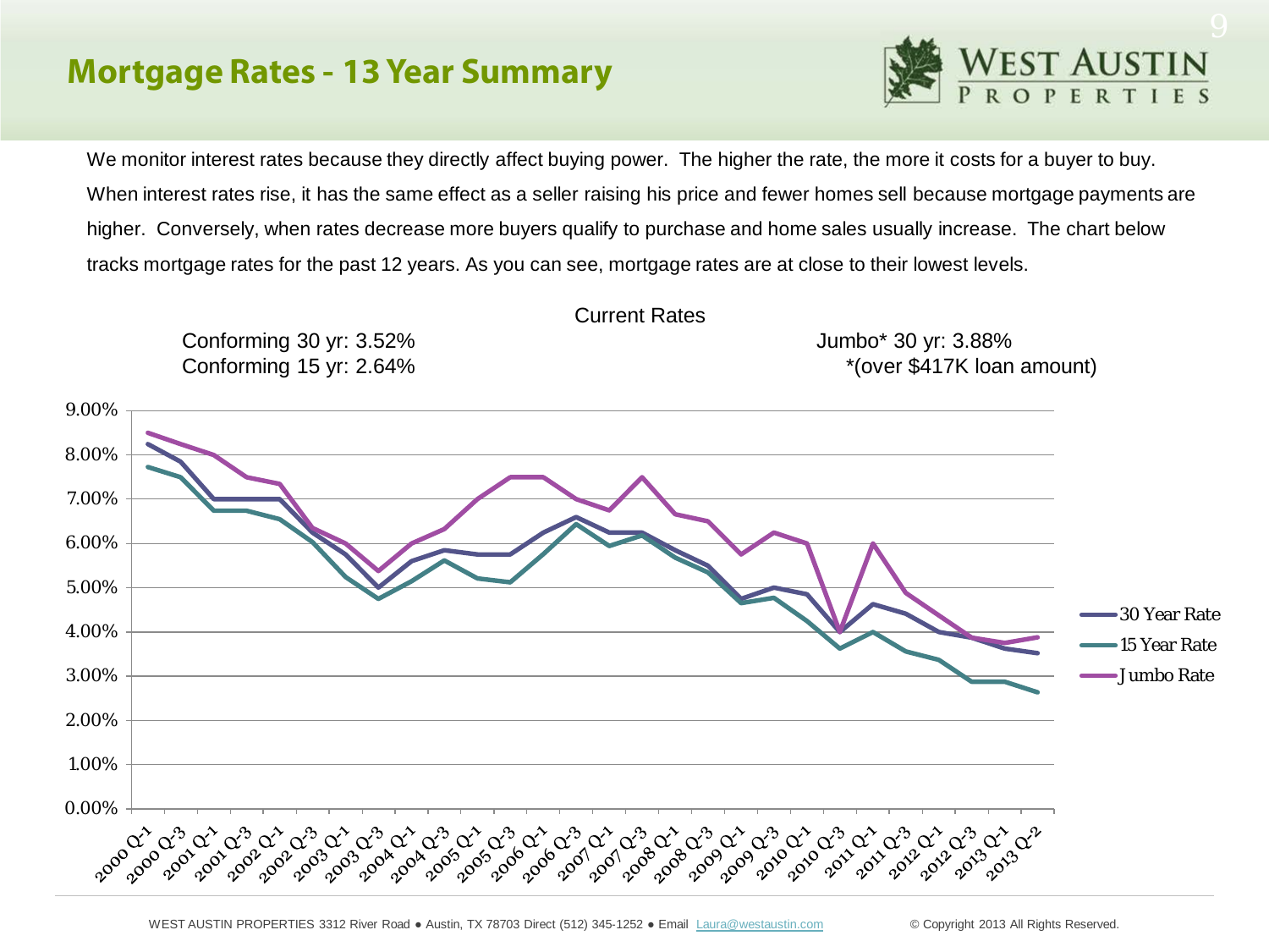# Mortgage Rates - 13 Year Summary

We monitor interest rates because they directly affect buying power. The higher the rate, the more it costs for a buyer to buy. When interest rates rise, it has the same effect as a seller raising his price and fewer homes sell because mortgage payments are higher. Conversely, when rates decrease more buyers qualify to purchase and home sales usually increase. The chart below tracks mortgage rates for the past 12 years. As you can see, mortgage rates are at close to their lowest levels.

Current Rates

Conforming 30 yr: 3.52%
Conforming 15 yr: 2.64%

Jumbo* 30 yr: 3.88%
*(over $417K loan amount)

WEST AUSTIN PROPERTIES 3312 River Road ● Austin, TX 78703 Direct (512) 345-1252 ● Email Laura@westaustin.com

© Copyright 2013 All Rights Reserved.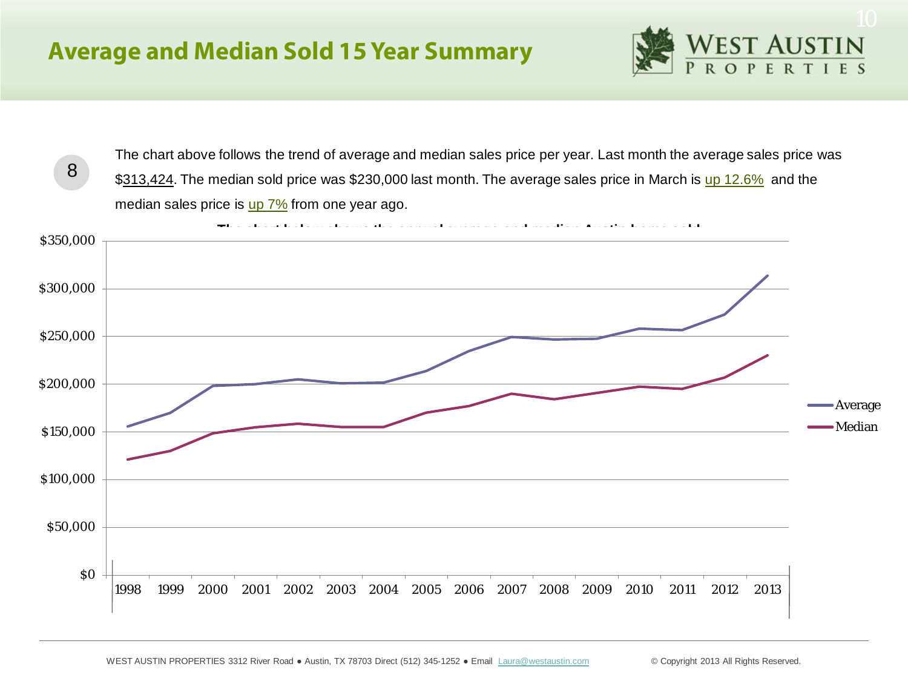# Average and Median Sold 15 Year Summary

8

The chart above follows the trend of average and median sales price per year. Last month the average sales price was $313,424. The median sold price was $230,000 last month. The average sales price in March is up 12.6% and the median sales price is up 7% from one year ago.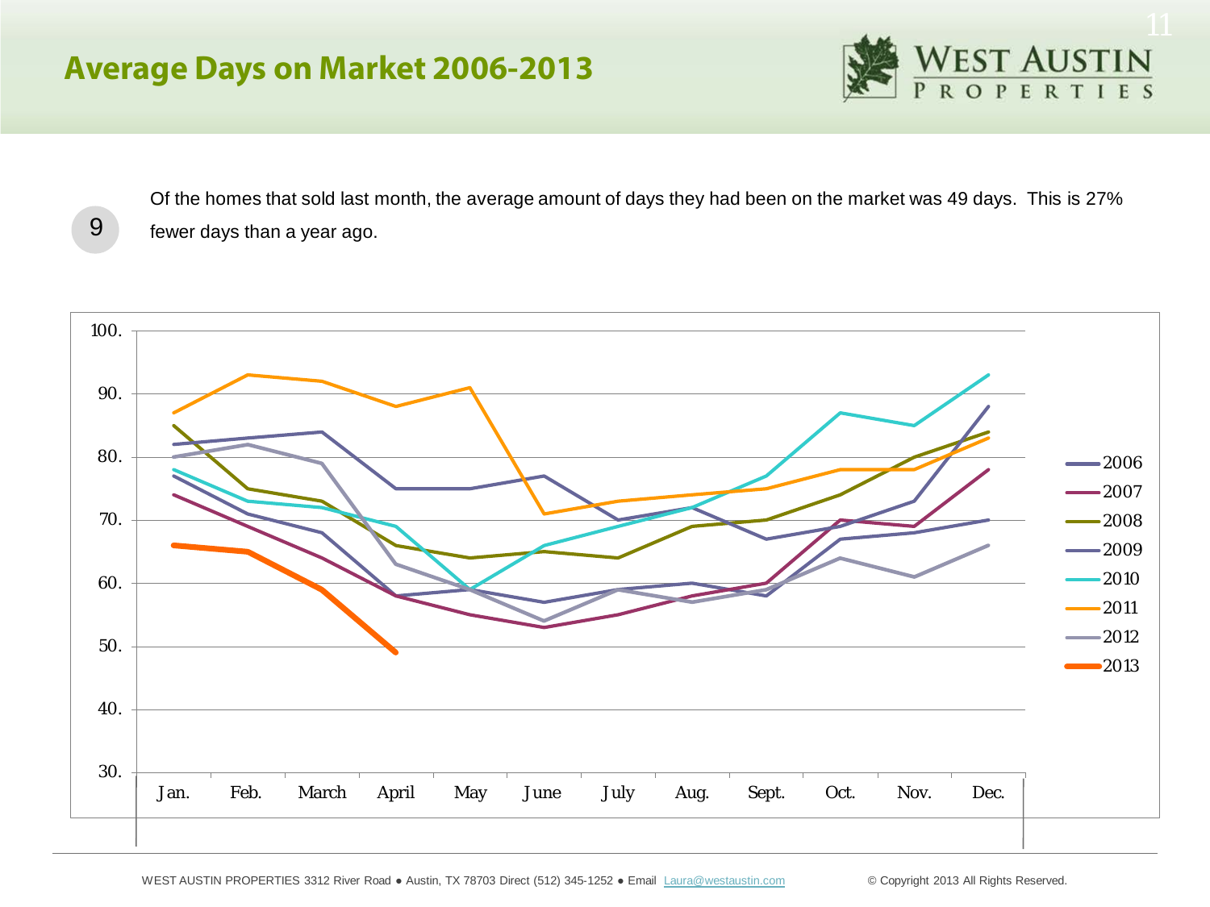# Average Days on Market 2006-2013

9

Of the homes that sold last month, the average amount of days they had been on the market was 49 days. This is 27% fewer days than a year ago.

WEST AUSTIN PROPERTIES 3312 River Road ● Austin, TX 78703 Direct (512) 345-1252 ● Email Laura@westaustin.com © Copyright 2013 All Rights Reserved.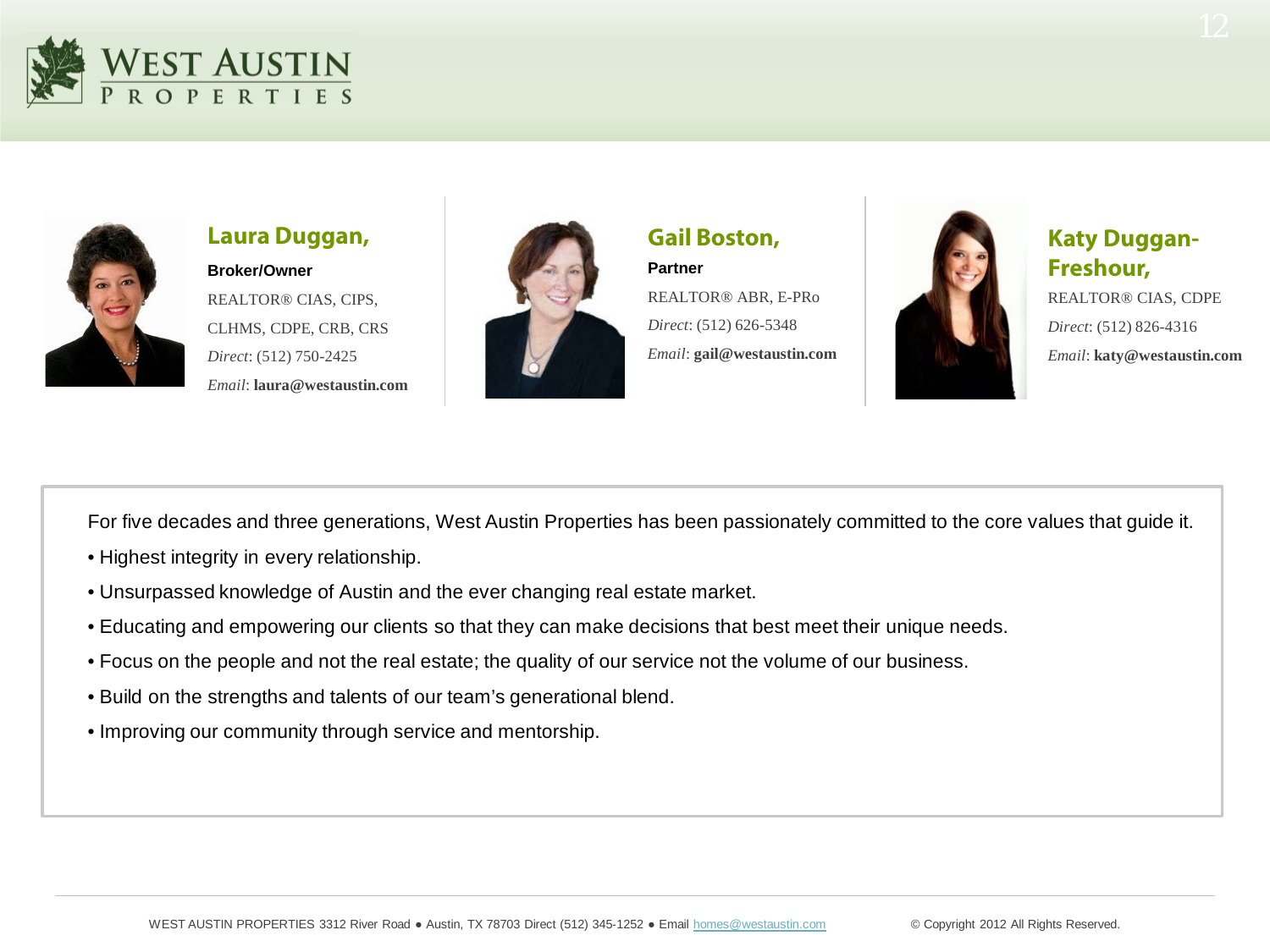**Laura Duggan,**

**Broker/Owner**

REALTOR® CIAS, CIPS, CLHMS, CDPE, CRB, CRS

*Direct*: (512) 750-2425

*Email*: **laura@westaustin.com**

**Gail Boston,**

**Partner**

REALTOR® ABR, E-PRo

*Direct*: (512) 626-5348

*Email*: **gail@westaustin.com**

**Katy Duggan-Freshour,**

REALTOR® CIAS, CDPE

*Direct*: (512) 826-4316

*Email*: **katy@westaustin.com**

For five decades and three generations, West Austin Properties has been passionately committed to the core values that guide it.

- Highest integrity in every relationship.
- Unsurpassed knowledge of Austin and the ever changing real estate market.
- Educating and empowering our clients so that they can make decisions that best meet their unique needs.
- Focus on the people and not the real estate; the quality of our service not the volume of our business.
- Build on the strengths and talents of our team's generational blend.
- Improving our community through service and mentorship.